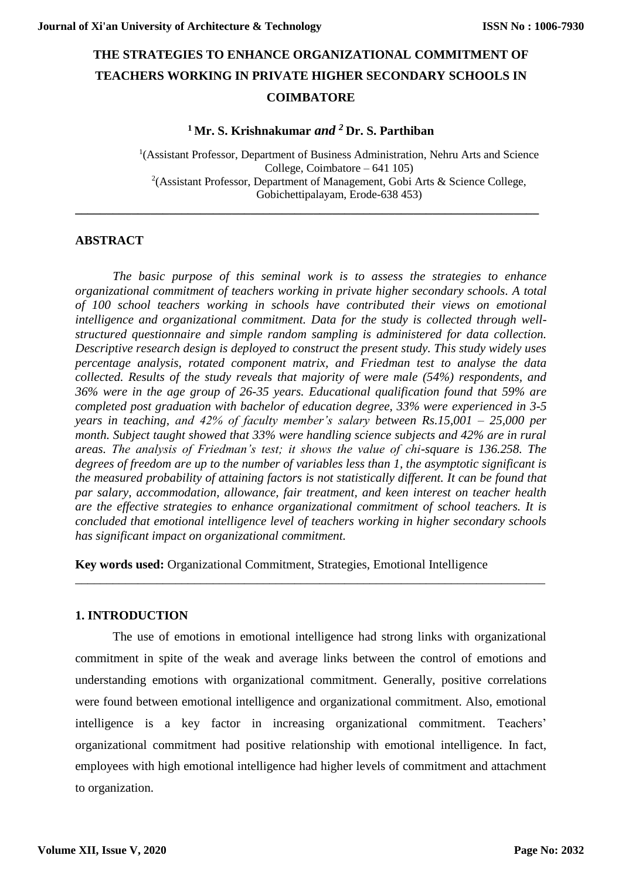# THE STRATEGIES TO ENHANCE ORGANIZATIONAL COMMITMENT OF TEACHERS WORKING IN PRIVATE HIGHER SECONDARY SCHOOLS IN COIMBATORE

**[1] Mr. S. Krishnakumar *and* [2] Dr. S. Parthiban**

[1](Assistant Professor, Department of Business Administration, Nehru Arts and Science College, Coimbatore – 641 105)
[2](Assistant Professor, Department of Management, Gobi Arts & Science College, Gobichettipalayam, Erode-638 453)

---

## ABSTRACT

*The basic purpose of this seminal work is to assess the strategies to enhance organizational commitment of teachers working in private higher secondary schools. A total of 100 school teachers working in schools have contributed their views on emotional intelligence and organizational commitment. Data for the study is collected through well-structured questionnaire and simple random sampling is administered for data collection. Descriptive research design is deployed to construct the present study. This study widely uses percentage analysis, rotated component matrix, and Friedman test to analyse the data collected. Results of the study reveals that majority of were male (54%) respondents, and 36% were in the age group of 26-35 years. Educational qualification found that 59% are completed post graduation with bachelor of education degree, 33% were experienced in 3-5 years in teaching, and 42% of faculty member's salary between Rs.15,001 – 25,000 per month. Subject taught showed that 33% were handling science subjects and 42% are in rural areas. The analysis of Friedman's test; it shows the value of chi-square is 136.258. The degrees of freedom are up to the number of variables less than 1, the asymptotic significant is the measured probability of attaining factors is not statistically different. It can be found that par salary, accommodation, allowance, fair treatment, and keen interest on teacher health are the effective strategies to enhance organizational commitment of school teachers. It is concluded that emotional intelligence level of teachers working in higher secondary schools has significant impact on organizational commitment.*

**Key words used:** Organizational Commitment, Strategies, Emotional Intelligence

---

## 1. INTRODUCTION

The use of emotions in emotional intelligence had strong links with organizational commitment in spite of the weak and average links between the control of emotions and understanding emotions with organizational commitment. Generally, positive correlations were found between emotional intelligence and organizational commitment. Also, emotional intelligence is a key factor in increasing organizational commitment. Teachers' organizational commitment had positive relationship with emotional intelligence. In fact, employees with high emotional intelligence had higher levels of commitment and attachment to organization.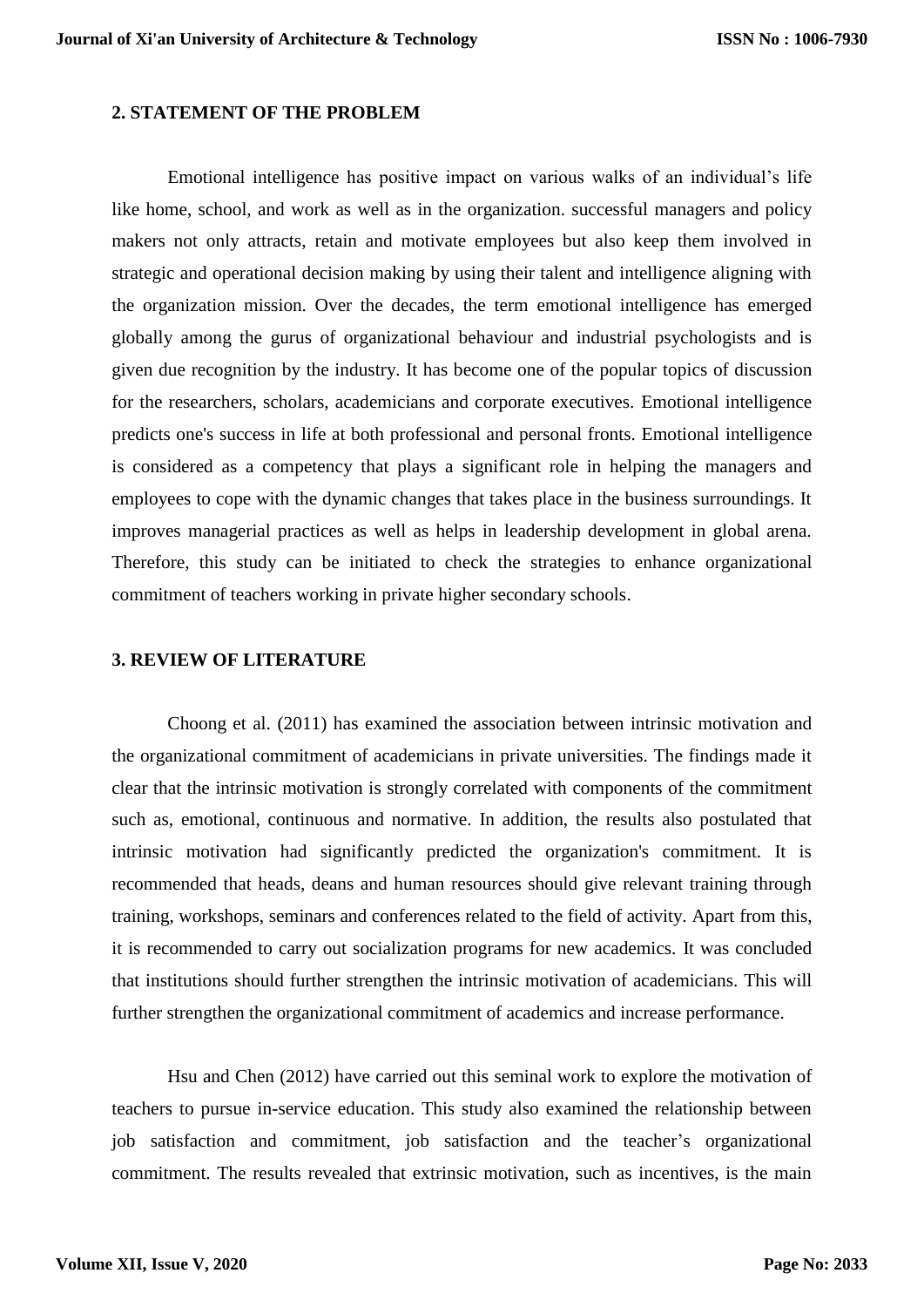## 2. STATEMENT OF THE PROBLEM

Emotional intelligence has positive impact on various walks of an individual's life like home, school, and work as well as in the organization. successful managers and policy makers not only attracts, retain and motivate employees but also keep them involved in strategic and operational decision making by using their talent and intelligence aligning with the organization mission. Over the decades, the term emotional intelligence has emerged globally among the gurus of organizational behaviour and industrial psychologists and is given due recognition by the industry. It has become one of the popular topics of discussion for the researchers, scholars, academicians and corporate executives. Emotional intelligence predicts one's success in life at both professional and personal fronts. Emotional intelligence is considered as a competency that plays a significant role in helping the managers and employees to cope with the dynamic changes that takes place in the business surroundings. It improves managerial practices as well as helps in leadership development in global arena. Therefore, this study can be initiated to check the strategies to enhance organizational commitment of teachers working in private higher secondary schools.

## 3. REVIEW OF LITERATURE

Choong et al. (2011) has examined the association between intrinsic motivation and the organizational commitment of academicians in private universities. The findings made it clear that the intrinsic motivation is strongly correlated with components of the commitment such as, emotional, continuous and normative. In addition, the results also postulated that intrinsic motivation had significantly predicted the organization's commitment. It is recommended that heads, deans and human resources should give relevant training through training, workshops, seminars and conferences related to the field of activity. Apart from this, it is recommended to carry out socialization programs for new academics. It was concluded that institutions should further strengthen the intrinsic motivation of academicians. This will further strengthen the organizational commitment of academics and increase performance.

Hsu and Chen (2012) have carried out this seminal work to explore the motivation of teachers to pursue in-service education. This study also examined the relationship between job satisfaction and commitment, job satisfaction and the teacher's organizational commitment. The results revealed that extrinsic motivation, such as incentives, is the main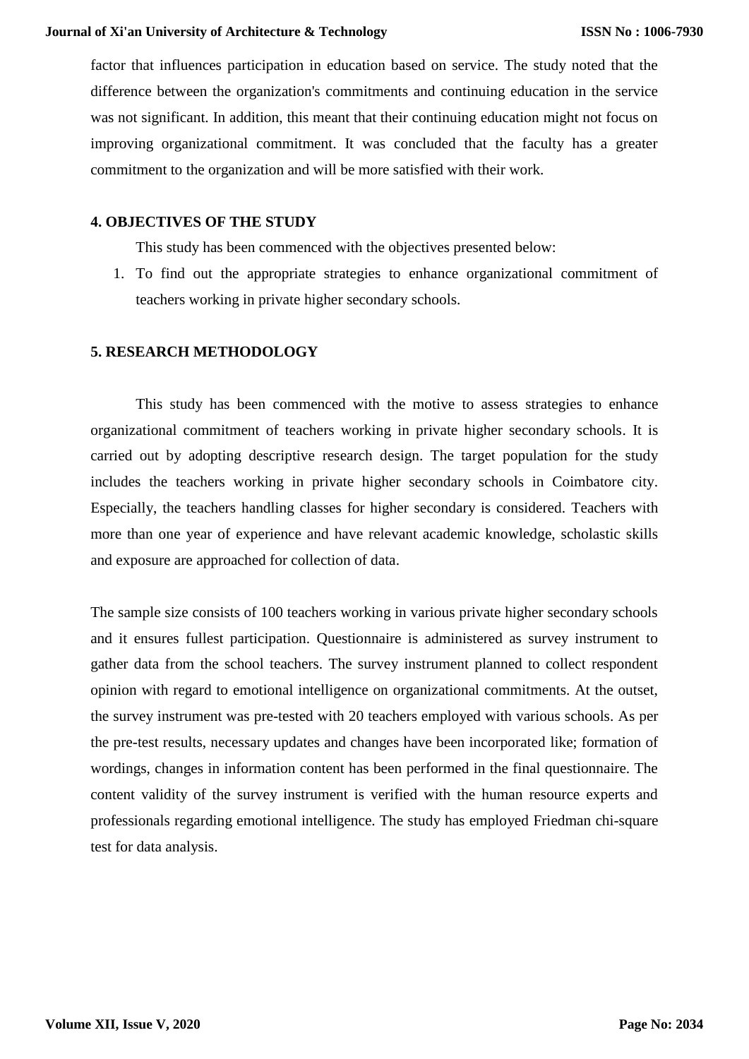factor that influences participation in education based on service. The study noted that the difference between the organization's commitments and continuing education in the service was not significant. In addition, this meant that their continuing education might not focus on improving organizational commitment. It was concluded that the faculty has a greater commitment to the organization and will be more satisfied with their work.

## 4. OBJECTIVES OF THE STUDY

This study has been commenced with the objectives presented below:

1. To find out the appropriate strategies to enhance organizational commitment of teachers working in private higher secondary schools.

## 5. RESEARCH METHODOLOGY

This study has been commenced with the motive to assess strategies to enhance organizational commitment of teachers working in private higher secondary schools. It is carried out by adopting descriptive research design. The target population for the study includes the teachers working in private higher secondary schools in Coimbatore city. Especially, the teachers handling classes for higher secondary is considered. Teachers with more than one year of experience and have relevant academic knowledge, scholastic skills and exposure are approached for collection of data.

The sample size consists of 100 teachers working in various private higher secondary schools and it ensures fullest participation. Questionnaire is administered as survey instrument to gather data from the school teachers. The survey instrument planned to collect respondent opinion with regard to emotional intelligence on organizational commitments. At the outset, the survey instrument was pre-tested with 20 teachers employed with various schools. As per the pre-test results, necessary updates and changes have been incorporated like; formation of wordings, changes in information content has been performed in the final questionnaire. The content validity of the survey instrument is verified with the human resource experts and professionals regarding emotional intelligence. The study has employed Friedman chi-square test for data analysis.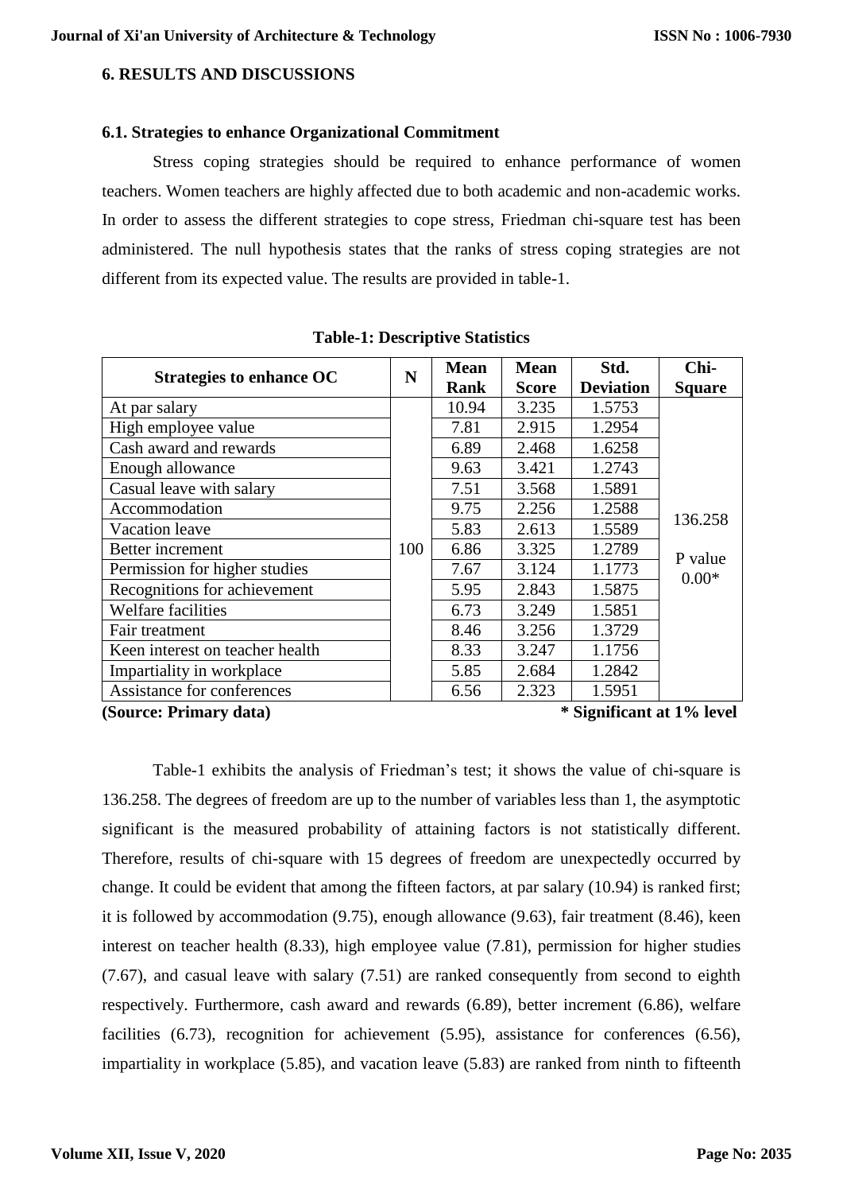## 6. RESULTS AND DISCUSSIONS

### 6.1. Strategies to enhance Organizational Commitment

Stress coping strategies should be required to enhance performance of women teachers. Women teachers are highly affected due to both academic and non-academic works. In order to assess the different strategies to cope stress, Friedman chi-square test has been administered. The null hypothesis states that the ranks of stress coping strategies are not different from its expected value. The results are provided in table-1.

**Table-1: Descriptive Statistics**

| Strategies to enhance OC | N | Mean Rank | Mean Score | Std. Deviation | Chi-Square |
|---|---|---|---|---|---|
| At par salary | 100 | 10.94 | 3.235 | 1.5753 | 136.258<br>P value 0.00* |
| High employee value | | 7.81 | 2.915 | 1.2954 | |
| Cash award and rewards | | 6.89 | 2.468 | 1.6258 | |
| Enough allowance | | 9.63 | 3.421 | 1.2743 | |
| Casual leave with salary | | 7.51 | 3.568 | 1.5891 | |
| Accommodation | | 9.75 | 2.256 | 1.2588 | |
| Vacation leave | | 5.83 | 2.613 | 1.5589 | |
| Better increment | | 6.86 | 3.325 | 1.2789 | |
| Permission for higher studies | | 7.67 | 3.124 | 1.1773 | |
| Recognitions for achievement | | 5.95 | 2.843 | 1.5875 | |
| Welfare facilities | | 6.73 | 3.249 | 1.5851 | |
| Fair treatment | | 8.46 | 3.256 | 1.3729 | |
| Keen interest on teacher health | | 8.33 | 3.247 | 1.1756 | |
| Impartiality in workplace | | 5.85 | 2.684 | 1.2842 | |
| Assistance for conferences | | 6.56 | 2.323 | 1.5951 | |

**(Source: Primary data)** **\* Significant at 1% level**

Table-1 exhibits the analysis of Friedman's test; it shows the value of chi-square is 136.258. The degrees of freedom are up to the number of variables less than 1, the asymptotic significant is the measured probability of attaining factors is not statistically different. Therefore, results of chi-square with 15 degrees of freedom are unexpectedly occurred by change. It could be evident that among the fifteen factors, at par salary (10.94) is ranked first; it is followed by accommodation (9.75), enough allowance (9.63), fair treatment (8.46), keen interest on teacher health (8.33), high employee value (7.81), permission for higher studies (7.67), and casual leave with salary (7.51) are ranked consequently from second to eighth respectively. Furthermore, cash award and rewards (6.89), better increment (6.86), welfare facilities (6.73), recognition for achievement (5.95), assistance for conferences (6.56), impartiality in workplace (5.85), and vacation leave (5.83) are ranked from ninth to fifteenth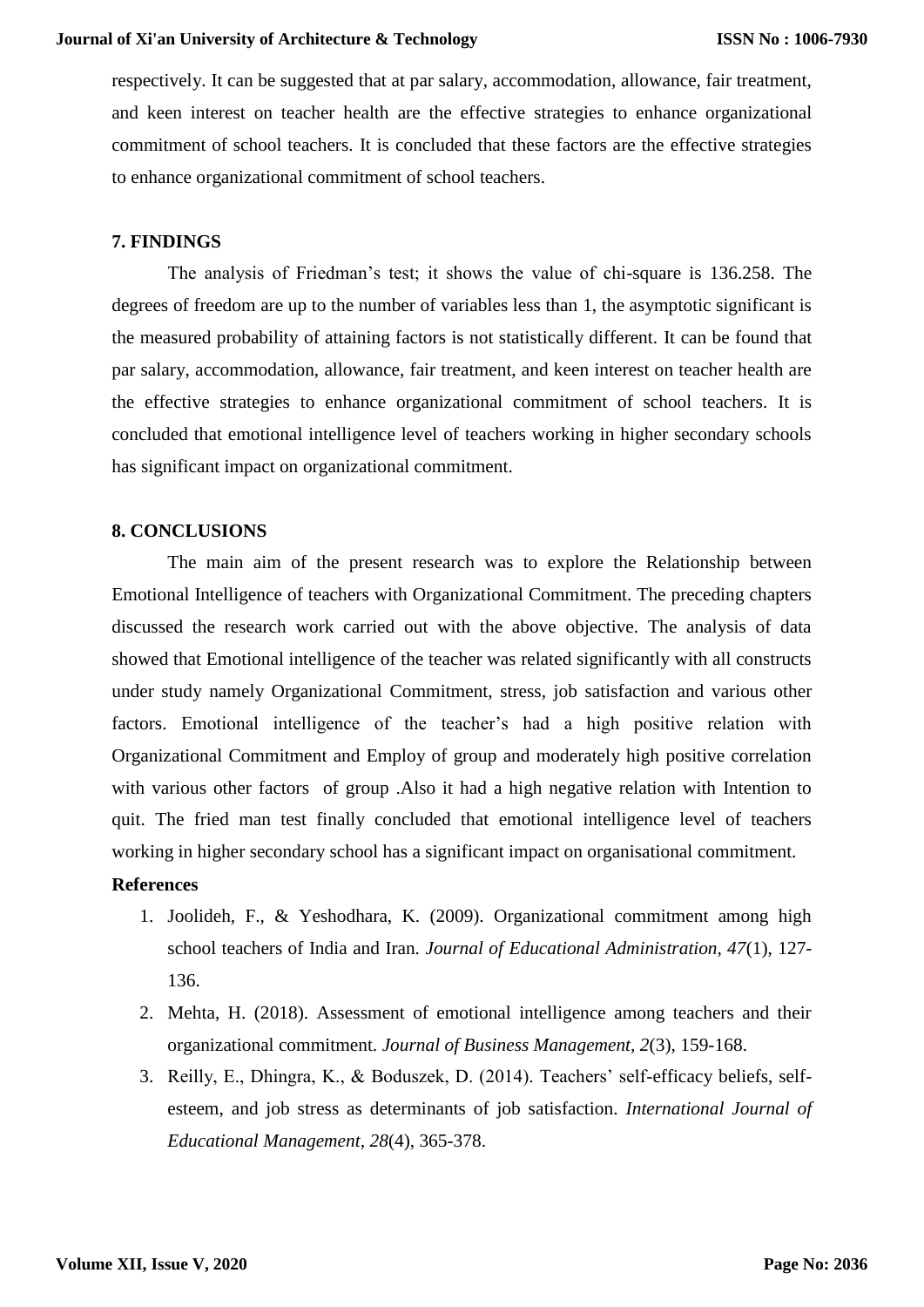respectively. It can be suggested that at par salary, accommodation, allowance, fair treatment, and keen interest on teacher health are the effective strategies to enhance organizational commitment of school teachers. It is concluded that these factors are the effective strategies to enhance organizational commitment of school teachers.

## 7. FINDINGS

The analysis of Friedman's test; it shows the value of chi-square is 136.258. The degrees of freedom are up to the number of variables less than 1, the asymptotic significant is the measured probability of attaining factors is not statistically different. It can be found that par salary, accommodation, allowance, fair treatment, and keen interest on teacher health are the effective strategies to enhance organizational commitment of school teachers. It is concluded that emotional intelligence level of teachers working in higher secondary schools has significant impact on organizational commitment.

## 8. CONCLUSIONS

The main aim of the present research was to explore the Relationship between Emotional Intelligence of teachers with Organizational Commitment. The preceding chapters discussed the research work carried out with the above objective. The analysis of data showed that Emotional intelligence of the teacher was related significantly with all constructs under study namely Organizational Commitment, stress, job satisfaction and various other factors. Emotional intelligence of the teacher's had a high positive relation with Organizational Commitment and Employ of group and moderately high positive correlation with various other factors of group .Also it had a high negative relation with Intention to quit. The fried man test finally concluded that emotional intelligence level of teachers working in higher secondary school has a significant impact on organisational commitment.

**References**

1. Joolideh, F., & Yeshodhara, K. (2009). Organizational commitment among high school teachers of India and Iran. *Journal of Educational Administration, 47*(1), 127-136.
2. Mehta, H. (2018). Assessment of emotional intelligence among teachers and their organizational commitment. *Journal of Business Management, 2*(3), 159-168.
3. Reilly, E., Dhingra, K., & Boduszek, D. (2014). Teachers' self-efficacy beliefs, self-esteem, and job stress as determinants of job satisfaction. *International Journal of Educational Management, 28*(4), 365-378.